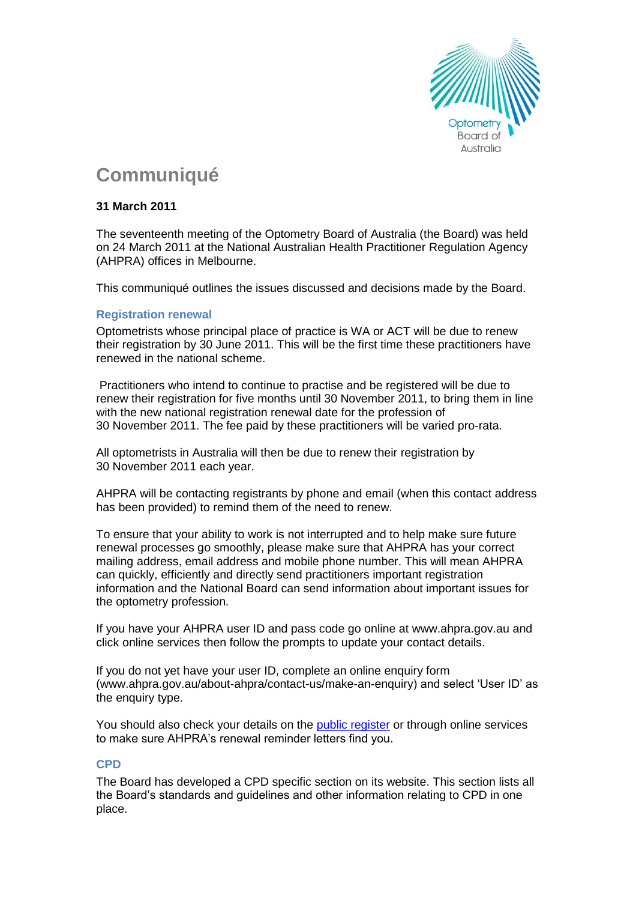# Communiqué

**31 March 2011**

The seventeenth meeting of the Optometry Board of Australia (the Board) was held on 24 March 2011 at the National Australian Health Practitioner Regulation Agency (AHPRA) offices in Melbourne.

This communiqué outlines the issues discussed and decisions made by the Board.

## Registration renewal

Optometrists whose principal place of practice is WA or ACT will be due to renew their registration by 30 June 2011. This will be the first time these practitioners have renewed in the national scheme.

Practitioners who intend to continue to practise and be registered will be due to renew their registration for five months until 30 November 2011, to bring them in line with the new national registration renewal date for the profession of 30 November 2011. The fee paid by these practitioners will be varied pro-rata.

All optometrists in Australia will then be due to renew their registration by 30 November 2011 each year.

AHPRA will be contacting registrants by phone and email (when this contact address has been provided) to remind them of the need to renew.

To ensure that your ability to work is not interrupted and to help make sure future renewal processes go smoothly, please make sure that AHPRA has your correct mailing address, email address and mobile phone number. This will mean AHPRA can quickly, efficiently and directly send practitioners important registration information and the National Board can send information about important issues for the optometry profession.

If you have your AHPRA user ID and pass code go online at www.ahpra.gov.au and click online services then follow the prompts to update your contact details.

If you do not yet have your user ID, complete an online enquiry form (www.ahpra.gov.au/about-ahpra/contact-us/make-an-enquiry) and select 'User ID' as the enquiry type.

You should also check your details on the public register or through online services to make sure AHPRA's renewal reminder letters find you.

## CPD

The Board has developed a CPD specific section on its website. This section lists all the Board's standards and guidelines and other information relating to CPD in one place.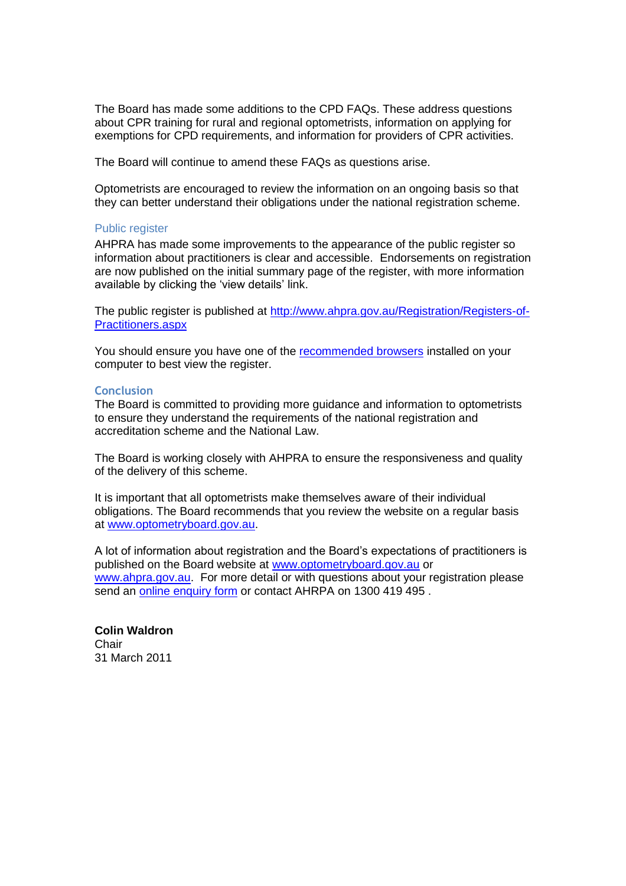The Board has made some additions to the CPD FAQs. These address questions about CPR training for rural and regional optometrists, information on applying for exemptions for CPD requirements, and information for providers of CPR activities.

The Board will continue to amend these FAQs as questions arise.

Optometrists are encouraged to review the information on an ongoing basis so that they can better understand their obligations under the national registration scheme.

## Public register

AHPRA has made some improvements to the appearance of the public register so information about practitioners is clear and accessible. Endorsements on registration are now published on the initial summary page of the register, with more information available by clicking the 'view details' link.

The public register is published at http://www.ahpra.gov.au/Registration/Registers-of-Practitioners.aspx

You should ensure you have one of the recommended browsers installed on your computer to best view the register.

## Conclusion

The Board is committed to providing more guidance and information to optometrists to ensure they understand the requirements of the national registration and accreditation scheme and the National Law.

The Board is working closely with AHPRA to ensure the responsiveness and quality of the delivery of this scheme.

It is important that all optometrists make themselves aware of their individual obligations. The Board recommends that you review the website on a regular basis at www.optometryboard.gov.au.

A lot of information about registration and the Board's expectations of practitioners is published on the Board website at www.optometryboard.gov.au or www.ahpra.gov.au. For more detail or with questions about your registration please send an online enquiry form or contact AHRPA on 1300 419 495 .

**Colin Waldron**
Chair
31 March 2011